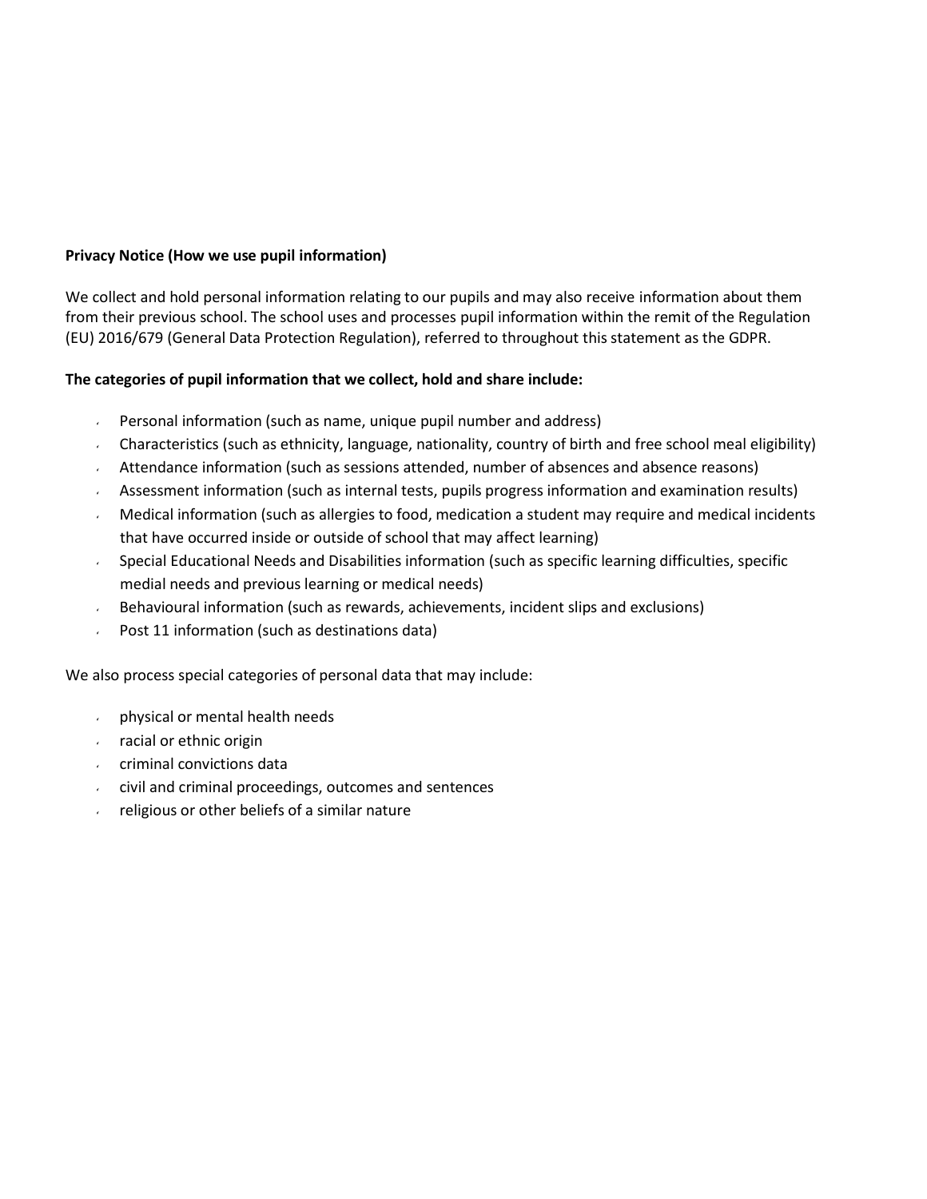**Privacy Notice (How we use pupil information)**

We collect and hold personal information relating to our pupils and may also receive information about them from their previous school. The school uses and processes pupil information within the remit of the Regulation (EU) 2016/679 (General Data Protection Regulation), referred to throughout this statement as the GDPR.

**The categories of pupil information that we collect, hold and share include:**

- Personal information (such as name, unique pupil number and address)
- Characteristics (such as ethnicity, language, nationality, country of birth and free school meal eligibility)
- Attendance information (such as sessions attended, number of absences and absence reasons)
- Assessment information (such as internal tests, pupils progress information and examination results)
- Medical information (such as allergies to food, medication a student may require and medical incidents that have occurred inside or outside of school that may affect learning)
- Special Educational Needs and Disabilities information (such as specific learning difficulties, specific medial needs and previous learning or medical needs)
- Behavioural information (such as rewards, achievements, incident slips and exclusions)
- Post 11 information (such as destinations data)

We also process special categories of personal data that may include:

- physical or mental health needs
- racial or ethnic origin
- criminal convictions data
- civil and criminal proceedings, outcomes and sentences
- religious or other beliefs of a similar nature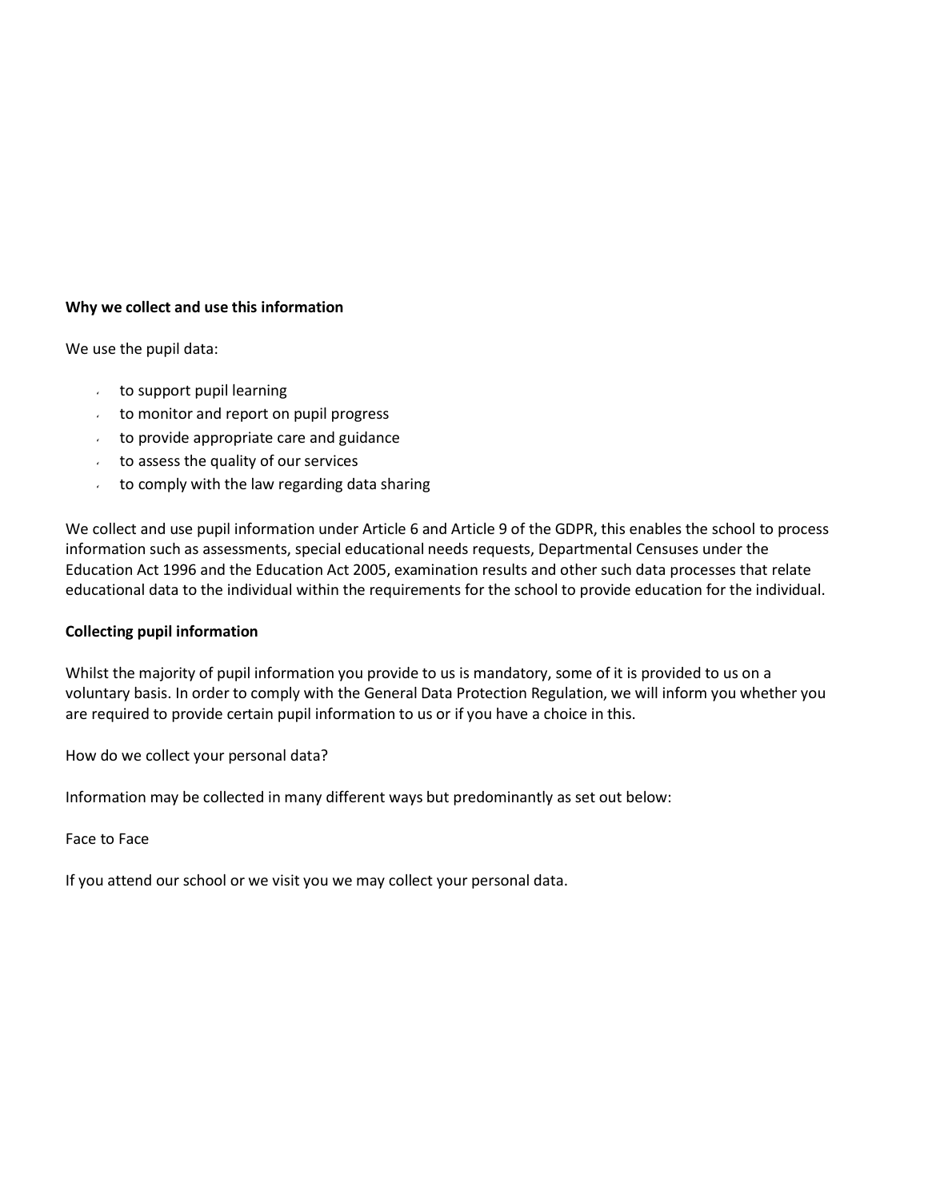**Why we collect and use this information**

We use the pupil data:

- to support pupil learning
- to monitor and report on pupil progress
- to provide appropriate care and guidance
- to assess the quality of our services
- to comply with the law regarding data sharing

We collect and use pupil information under Article 6 and Article 9 of the GDPR, this enables the school to process information such as assessments, special educational needs requests, Departmental Censuses under the Education Act 1996 and the Education Act 2005, examination results and other such data processes that relate educational data to the individual within the requirements for the school to provide education for the individual.

**Collecting pupil information**

Whilst the majority of pupil information you provide to us is mandatory, some of it is provided to us on a voluntary basis. In order to comply with the General Data Protection Regulation, we will inform you whether you are required to provide certain pupil information to us or if you have a choice in this.

How do we collect your personal data?

Information may be collected in many different ways but predominantly as set out below:

Face to Face

If you attend our school or we visit you we may collect your personal data.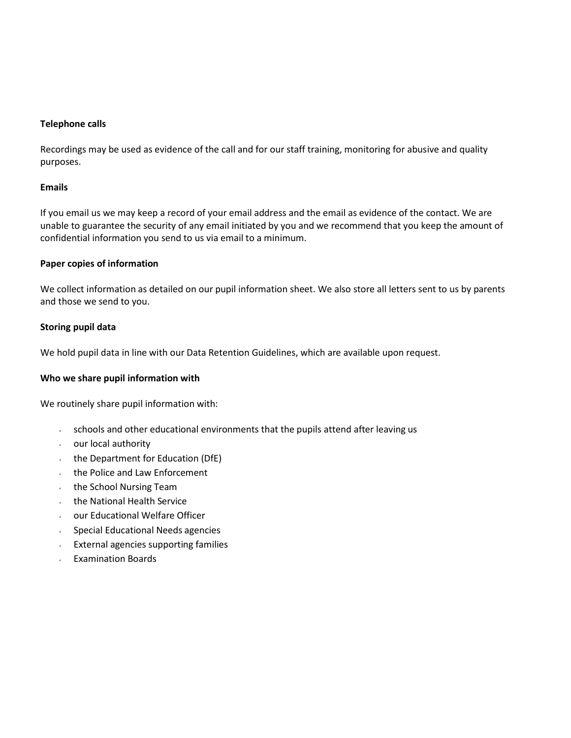**Telephone calls**

Recordings may be used as evidence of the call and for our staff training, monitoring for abusive and quality purposes.

**Emails**

If you email us we may keep a record of your email address and the email as evidence of the contact. We are unable to guarantee the security of any email initiated by you and we recommend that you keep the amount of confidential information you send to us via email to a minimum.

**Paper copies of information**

We collect information as detailed on our pupil information sheet. We also store all letters sent to us by parents and those we send to you.

**Storing pupil data**

We hold pupil data in line with our Data Retention Guidelines, which are available upon request.

**Who we share pupil information with**

We routinely share pupil information with:

- schools and other educational environments that the pupils attend after leaving us
- our local authority
- the Department for Education (DfE)
- the Police and Law Enforcement
- the School Nursing Team
- the National Health Service
- our Educational Welfare Officer
- Special Educational Needs agencies
- External agencies supporting families
- Examination Boards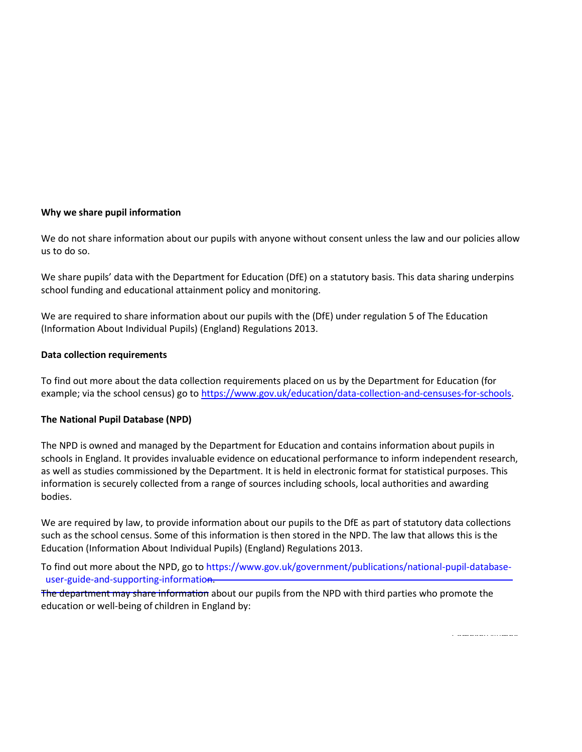**Why we share pupil information**

We do not share information about our pupils with anyone without consent unless the law and our policies allow us to do so.

We share pupils' data with the Department for Education (DfE) on a statutory basis. This data sharing underpins school funding and educational attainment policy and monitoring.

We are required to share information about our pupils with the (DfE) under regulation 5 of The Education (Information About Individual Pupils) (England) Regulations 2013.

**Data collection requirements**

To find out more about the data collection requirements placed on us by the Department for Education (for example; via the school census) go to https://www.gov.uk/education/data-collection-and-censuses-for-schools.

**The National Pupil Database (NPD)**

The NPD is owned and managed by the Department for Education and contains information about pupils in schools in England. It provides invaluable evidence on educational performance to inform independent research, as well as studies commissioned by the Department. It is held in electronic format for statistical purposes. This information is securely collected from a range of sources including schools, local authorities and awarding bodies.

We are required by law, to provide information about our pupils to the DfE as part of statutory data collections such as the school census. Some of this information is then stored in the NPD. The law that allows this is the Education (Information About Individual Pupils) (England) Regulations 2013.

To find out more about the NPD, go to https://www.gov.uk/government/publications/national-pupil-database-user-guide-and-supporting-information.

The department may share information about our pupils from the NPD with third parties who promote the education or well-being of children in England by: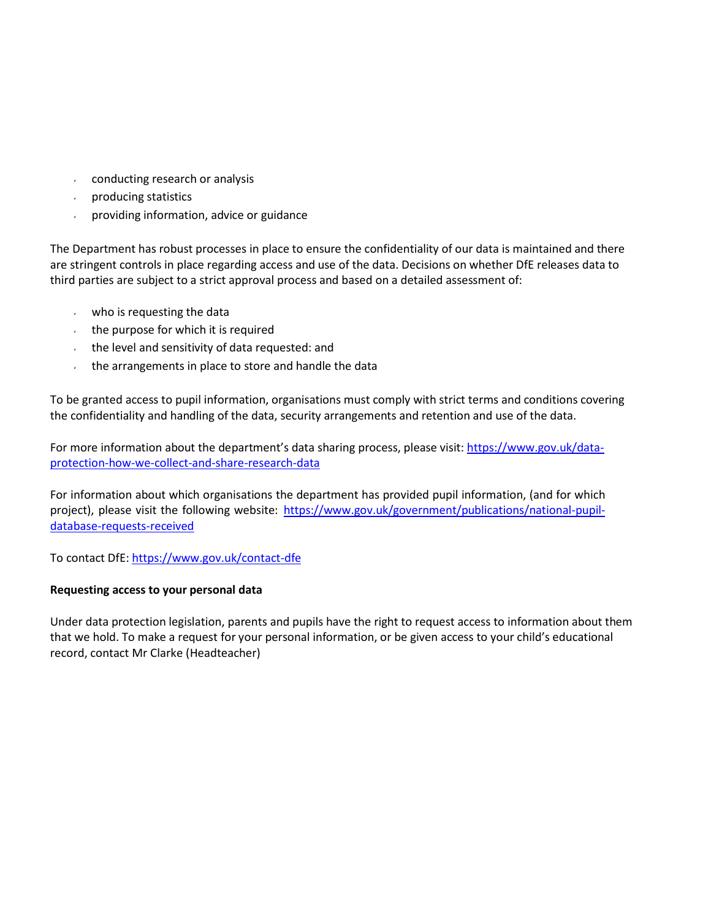- conducting research or analysis
- producing statistics
- providing information, advice or guidance

The Department has robust processes in place to ensure the confidentiality of our data is maintained and there are stringent controls in place regarding access and use of the data. Decisions on whether DfE releases data to third parties are subject to a strict approval process and based on a detailed assessment of:

- who is requesting the data
- the purpose for which it is required
- the level and sensitivity of data requested: and
- the arrangements in place to store and handle the data

To be granted access to pupil information, organisations must comply with strict terms and conditions covering the confidentiality and handling of the data, security arrangements and retention and use of the data.

For more information about the department's data sharing process, please visit: https://www.gov.uk/data-protection-how-we-collect-and-share-research-data

For information about which organisations the department has provided pupil information, (and for which project), please visit the following website: https://www.gov.uk/government/publications/national-pupil-database-requests-received

To contact DfE: https://www.gov.uk/contact-dfe

**Requesting access to your personal data**

Under data protection legislation, parents and pupils have the right to request access to information about them that we hold. To make a request for your personal information, or be given access to your child's educational record, contact Mr Clarke (Headteacher)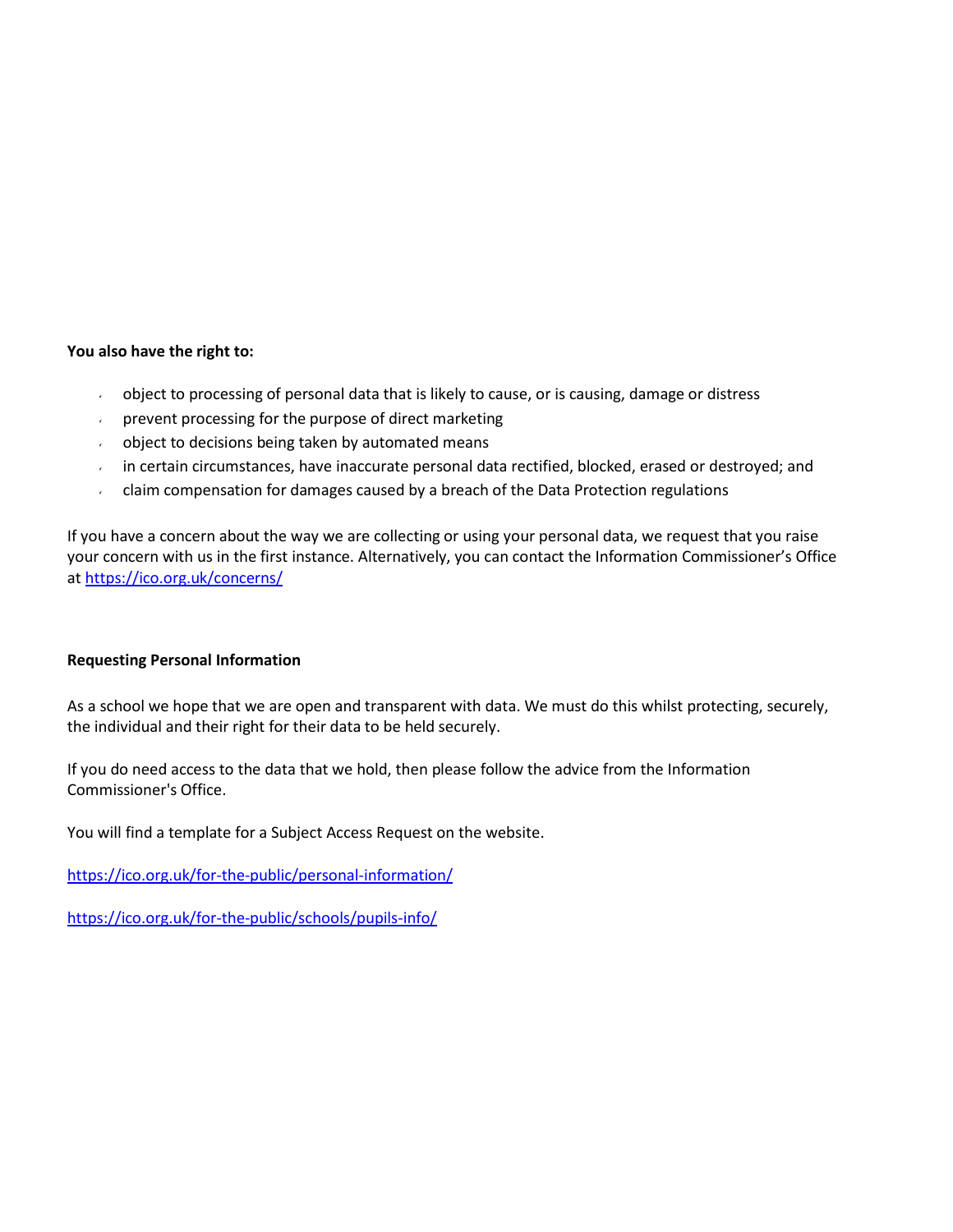**You also have the right to:**

- object to processing of personal data that is likely to cause, or is causing, damage or distress
- prevent processing for the purpose of direct marketing
- object to decisions being taken by automated means
- in certain circumstances, have inaccurate personal data rectified, blocked, erased or destroyed; and
- claim compensation for damages caused by a breach of the Data Protection regulations

If you have a concern about the way we are collecting or using your personal data, we request that you raise your concern with us in the first instance. Alternatively, you can contact the Information Commissioner's Office at https://ico.org.uk/concerns/

**Requesting Personal Information**

As a school we hope that we are open and transparent with data. We must do this whilst protecting, securely, the individual and their right for their data to be held securely.

If you do need access to the data that we hold, then please follow the advice from the Information Commissioner's Office.

You will find a template for a Subject Access Request on the website.

https://ico.org.uk/for-the-public/personal-information/

https://ico.org.uk/for-the-public/schools/pupils-info/